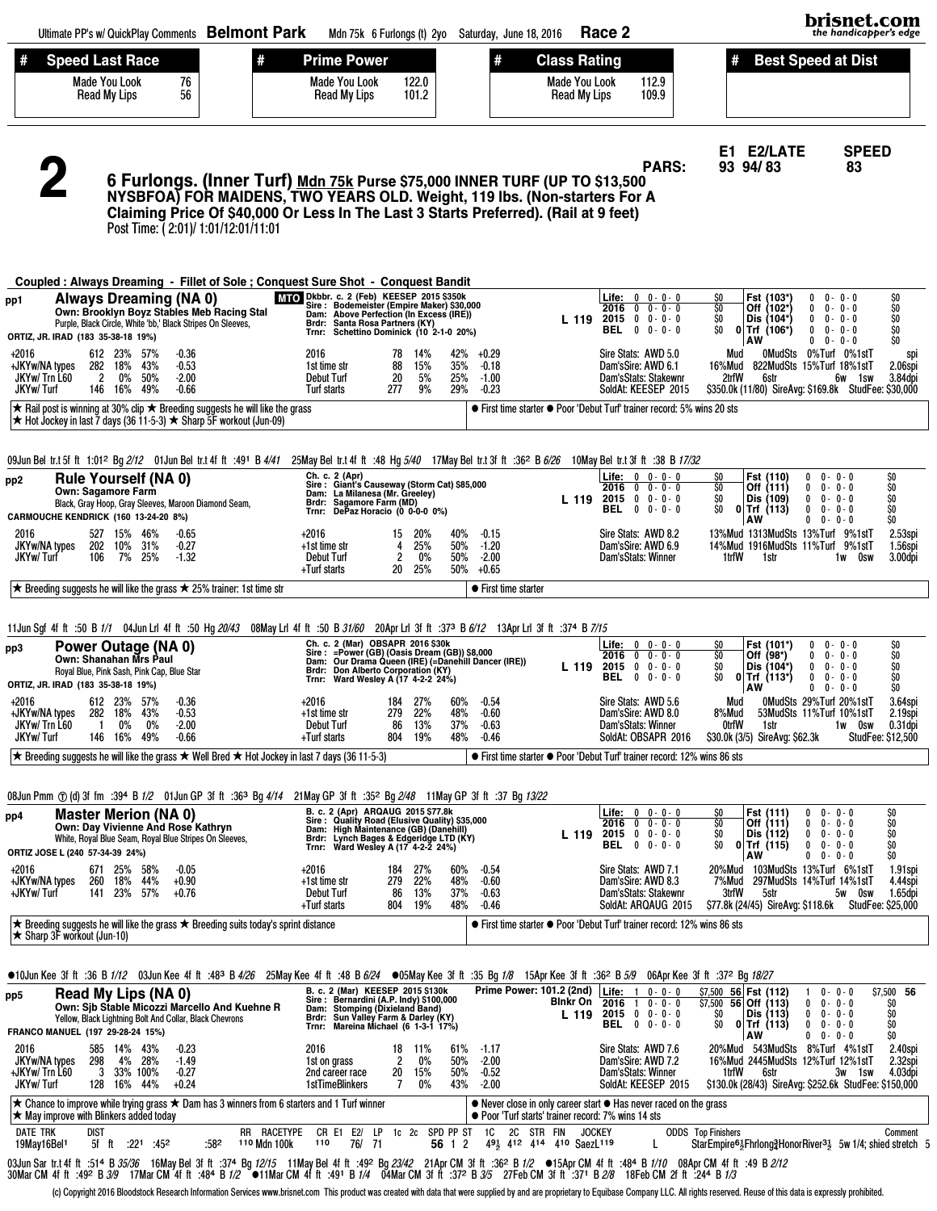Ultimate PP's w/ QuickPlay Comments **Belmont Park** Mdn 75k 6 Furlongs (t) 2yo Saturday, June 18, 2016 **Race 2**

| # | Speed Last Race | | # | Prime Power | | # | Class Rating | | # | Best Speed at Dist |
|---|---|---|---|---|---|---|---|---|---|---|
| | Made You Look | 76 | | Made You Look | 122.0 | | Made You Look | 112.9 | | |
| | Read My Lips | 56 | | Read My Lips | 101.2 | | Read My Lips | 109.9 | | |

# 2

## 6 Furlongs. (Inner Turf) Mdn 75k Purse $75,000 INNER TURF (UP TO $13,500 NYSBFOA) FOR MAIDENS, TWO YEARS OLD. Weight, 119 lbs. (Non-starters For A Claiming Price Of $40,000 Or Less In The Last 3 Starts Preferred). (Rail at 9 feet)

Post Time: ( 2:01)/ 1:01/12:01/11:01

PARS: E1 93 E2/LATE 94/ 83 SPEED 83

**Coupled : Always Dreaming - Fillet of Sole ; Conquest Sure Shot - Conquest Bandit**

---

### pp1 Always Dreaming (NA 0)

Own: Brooklyn Boyz Stables Meb Racing Stal
Purple, Black Circle, White 'bb,' Black Stripes On Sleeves,
ORTIZ, JR. IRAD (183 35-38-18 19%)

MTO Dkbbr. c. 2 (Feb) KEESEP 2015 $350k
Sire : Bodemeister (Empire Maker) $30,000
Dam: Above Perfection (In Excess (IRE))
Brdr: Santa Rosa Partners (KY)
Trnr: Schettino Dominick (10 2-1-0 20%)

L 119

| Life: | 0 | 0- 0- 0 | $0 | Fst (103*) | 0 | 0- 0- 0 | $0 |
|---|---|---|---|---|---|---|---|
| 2016 | 0 | 0- 0- 0 | $0 | Off (102*) | 0 | 0- 0- 0 | $0 |
| 2015 | 0 | 0- 0- 0 | $0 | Dis (104*) | 0 | 0- 0- 0 | $0 |
| BEL | 0 | 0- 0- 0 | $0 0 | Trf (106*) | 0 | 0- 0- 0 | $0 |
| | | | | AW | 0 | 0- 0- 0 | $0 |

| | | | | | | | | | |
|---|---|---|---|---|---|---|---|---|---|
| +2016 | 612 | 23% | 57% | -0.36 | 2016 | 78 | 14% | 42% | +0.29 |
| +JKYw/NA types | 282 | 18% | 43% | -0.53 | 1st time str | 88 | 15% | 35% | -0.18 |
| JKYw/ Trn L60 | 2 | 0% | 50% | -2.00 | Debut Turf | 20 | 5% | 25% | -1.00 |
| JKYw/ Turf | 146 | 16% | 49% | -0.66 | Turf starts | 277 | 9% | 29% | -0.23 |

Sire Stats: AWD 5.0 Mud 0MudSts 0%Turf 0%1stT spi
Dam'sSire: AWD 6.1 16%Mud 822MudSts 15%Turf 18%1stT 2.06spi
Dam'sStats: Stakewnr 2trfW 6str 6w 1sw 3.84dpi
SoldAt: KEESEP 2015 $350.0k (11/80) SireAvg: $169.8k StudFee: $30,000

★ Rail post is winning at 30% clip ★ Breeding suggests he will like the grass ★ Hot Jockey in last 7 days (36 11-5-3) ★ Sharp 5F workout (Jun-09)

● First time starter ● Poor 'Debut Turf' trainer record: 5% wins 20 sts

09Jun Bel tr.t 5f ft 1:01² Bg 2/12 01Jun Bel tr.t 4f ft :49¹ B 4/41 25May Bel tr.t 4f ft :48 Hg 5/40 17May Bel tr.t 3f ft :36² B 6/26 10May Bel tr.t 3f ft :38 B 17/32

---

### pp2 Rule Yourself (NA 0)

Own: Sagamore Farm
Black, Gray Hoop, Gray Sleeves, Maroon Diamond Seam,
CARMOUCHE KENDRICK (160 13-24-20 8%)

Ch. c. 2 (Apr)
Sire : Giant's Causeway (Storm Cat) $85,000
Dam: La Milanesa (Mr. Greeley)
Brdr: Sagamore Farm (MD)
Trnr: DePaz Horacio (0 0-0-0 0%)

L 119

| Life: | 0 | 0- 0- 0 | $0 | Fst (110) | 0 | 0- 0- 0 | $0 |
|---|---|---|---|---|---|---|---|
| 2016 | 0 | 0- 0- 0 | $0 | Off (111) | 0 | 0- 0- 0 | $0 |
| 2015 | 0 | 0- 0- 0 | $0 | Dis (109) | 0 | 0- 0- 0 | $0 |
| BEL | 0 | 0- 0- 0 | $0 0 | Trf (113) | 0 | 0- 0- 0 | $0 |
| | | | | AW | 0 | 0- 0- 0 | $0 |

| | | | | | | | | | |
|---|---|---|---|---|---|---|---|---|---|
| 2016 | 527 | 15% | 46% | -0.65 | +2016 | 15 | 20% | 40% | -0.15 |
| JKYw/NA types | 202 | 10% | 31% | -0.27 | +1st time str | 4 | 25% | 50% | -1.20 |
| JKYw/ Turf | 106 | 7% | 25% | -1.32 | Debut Turf | 2 | 0% | 50% | -2.00 |
| | | | | | +Turf starts | 20 | 25% | 50% | +0.65 |

Sire Stats: AWD 8.2 13%Mud 1313MudSts 13%Turf 9%1stT 2.53spi
Dam'sSire: AWD 6.9 14%Mud 1916MudSts 11%Turf 9%1stT 1.56spi
Dam'sStats: Winner 1trfW 1str 1w 0sw 3.00dpi

★ Breeding suggests he will like the grass ★ 25% trainer: 1st time str

● First time starter

11Jun Sgf 4f ft :50 B 1/1 04Jun Lrl 4f ft :50 Hg 20/43 08May Lrl 4f ft :50 B 31/60 20Apr Lrl 3f ft :37³ B 6/12 13Apr Lrl 3f ft :37⁴ B 7/15

---

### pp3 Power Outage (NA 0)

Own: Shanahan Mrs Paul
Royal Blue, Pink Sash, Pink Cap, Blue Star
ORTIZ, JR. IRAD (183 35-38-18 19%)

Ch. c. 2 (Mar) OBSAPR 2016 $30k
Sire : =Power (GB) (Oasis Dream (GB)) $8,000
Dam: Our Drama Queen (IRE) (=Danehill Dancer (IRE))
Brdr: Don Alberto Corporation (KY)
Trnr: Ward Wesley A (17 4-2-2 24%)

L 119

| Life: | 0 | 0- 0- 0 | $0 | Fst (101*) | 0 | 0- 0- 0 | $0 |
|---|---|---|---|---|---|---|---|
| 2016 | 0 | 0- 0- 0 | $0 | Off (98*) | 0 | 0- 0- 0 | $0 |
| 2015 | 0 | 0- 0- 0 | $0 | Dis (104*) | 0 | 0- 0- 0 | $0 |
| BEL | 0 | 0- 0- 0 | $0 0 | Trf (113*) | 0 | 0- 0- 0 | $0 |
| | | | | AW | 0 | 0- 0- 0 | $0 |

| | | | | | | | | | |
|---|---|---|---|---|---|---|---|---|---|
| +2016 | 612 | 23% | 57% | -0.36 | +2016 | 184 | 27% | 60% | -0.54 |
| +JKYw/NA types | 282 | 18% | 43% | -0.53 | +1st time str | 279 | 22% | 48% | -0.60 |
| JKYw/ Trn L60 | 1 | 0% | 0% | -2.00 | Debut Turf | 86 | 13% | 37% | -0.63 |
| JKYw/ Turf | 146 | 16% | 49% | -0.66 | +Turf starts | 804 | 19% | 48% | -0.46 |

Sire Stats: AWD 5.6 Mud 0MudSts 29%Turf 20%1stT 3.64spi
Dam'sSire: AWD 8.0 8%Mud 53MudSts 11%Turf 10%1stT 2.19spi
Dam'sStats: Winner 0trfW 1str 1w 0sw 0.31dpi
SoldAt: OBSAPR 2016 $30.0k (3/5) SireAvg: $62.3k StudFee: $12,500

★ Breeding suggests he will like the grass ★ Well Bred ★ Hot Jockey in last 7 days (36 11-5-3)

● First time starter ● Poor 'Debut Turf' trainer record: 12% wins 86 sts

08Jun Pmm ⓣ (d) 3f fm :39⁴ B 1/2 01Jun GP 3f ft :36³ Bg 4/14 21May GP 3f ft :35² Bg 2/48 11May GP 3f ft :37 Bg 13/22

---

### pp4 Master Merion (NA 0)

Own: Day Vivienne And Rose Kathryn
White, Royal Blue Seam, Royal Blue Stripes On Sleeves,
ORTIZ JOSE L (240 57-34-39 24%)

B. c. 2 (Apr) ARQAUG 2015 $77.8k
Sire : Quality Road (Elusive Quality) $35,000
Dam: High Maintenance (GB) (Danehill)
Brdr: Lynch Bages & Edgeridge LTD (KY)
Trnr: Ward Wesley A (17 4-2-2 24%)

L 119

| Life: | 0 | 0- 0- 0 | $0 | Fst (111) | 0 | 0- 0- 0 | $0 |
|---|---|---|---|---|---|---|---|
| 2016 | 0 | 0- 0- 0 | $0 | Off (111) | 0 | 0- 0- 0 | $0 |
| 2015 | 0 | 0- 0- 0 | $0 | Dis (112) | 0 | 0- 0- 0 | $0 |
| BEL | 0 | 0- 0- 0 | $0 0 | Trf (115) | 0 | 0- 0- 0 | $0 |
| | | | | AW | 0 | 0- 0- 0 | $0 |

| | | | | | | | | | |
|---|---|---|---|---|---|---|---|---|---|
| +2016 | 671 | 25% | 58% | -0.05 | +2016 | 184 | 27% | 60% | -0.54 |
| +JKYw/NA types | 260 | 18% | 44% | +0.90 | +1st time str | 279 | 22% | 48% | -0.60 |
| +JKYw/ Turf | 141 | 23% | 57% | +0.76 | Debut Turf | 86 | 13% | 37% | -0.63 |
| | | | | | +Turf starts | 804 | 19% | 48% | -0.46 |

Sire Stats: AWD 7.1 20%Mud 103MudSts 13%Turf 6%1stT 1.91spi
Dam'sSire: AWD 8.3 7%Mud 297MudSts 14%Turf 14%1stT 4.44spi
Dam'sStats: Stakewnr 3trfW 5str 5w 0sw 1.65dpi
SoldAt: ARQAUG 2015 $77.8k (24/45) SireAvg: $118.6k StudFee: $25,000

★ Breeding suggests he will like the grass ★ Breeding suits today's sprint distance ★ Sharp 3F workout (Jun-10)

● First time starter ● Poor 'Debut Turf' trainer record: 12% wins 86 sts

●10Jun Kee 3f ft :36 B 1/12 03Jun Kee 4f ft :48³ B 4/26 25May Kee 4f ft :48 B 6/24 ●05May Kee 3f ft :35 Bg 1/8 15Apr Kee 3f ft :36² B 5/9 06Apr Kee 3f ft :37² Bg 18/27

---

### pp5 Read My Lips (NA 0)

Own: Sjb Stable Micozzi Marcello And Kuehne R
Yellow, Black Lightning Bolt And Collar, Black Chevrons
FRANCO MANUEL (197 29-28-24 15%)

B. c. 2 (Mar) KEESEP 2015 $130k
Sire : Bernardini (A.P. Indy) $100,000
Dam: Stomping (Dixieland Band)
Brdr: Sun Valley Farm & Darley (KY)
Trnr: Mareina Michael (6 1-3-1 17%)

Prime Power: 101.2 (2nd)
Blnkr On
L 119

| Life: | 1 | 0- 0- 0 | $7,500 56 | Fst (112) | 1 | 0- 0- 0 | $7,500 56 |
|---|---|---|---|---|---|---|---|
| 2016 | 1 | 0- 0- 0 | $7,500 56 | Off (113) | 0 | 0- 0- 0 | $0 |
| 2015 | 0 | 0- 0- 0 | $0 | Dis (113) | 0 | 0- 0- 0 | $0 |
| BEL | 0 | 0- 0- 0 | $0 0 | Trf (113) | 0 | 0- 0- 0 | $0 |
| | | | | AW | 0 | 0- 0- 0 | $0 |

| | | | | | | | | | |
|---|---|---|---|---|---|---|---|---|---|
| 2016 | 585 | 14% | 43% | -0.23 | 2016 | 18 | 11% | 61% | -1.17 |
| JKYw/NA types | 298 | 4% | 28% | -1.49 | 1st on grass | 2 | 0% | 50% | -2.00 |
| +JKYw/ Trn L60 | 3 | 33% | 100% | -0.27 | 2nd career race | 20 | 15% | 50% | -0.52 |
| JKYw/ Turf | 128 | 16% | 44% | +0.24 | 1stTimeBlinkers | 7 | 0% | 43% | -2.00 |

Sire Stats: AWD 7.6 20%Mud 543MudSts 8%Turf 4%1stT 2.40spi
Dam'sSire: AWD 7.2 16%Mud 2445MudSts 12%Turf 12%1stT 2.32spi
Dam'sStats: Winner 1trfW 6str 3w 1sw 4.03dpi
SoldAt: KEESEP 2015 $130.0k (28/43) SireAvg: $252.6k StudFee: $150,000

★ Chance to improve while trying grass ★ Dam has 3 winners from 6 starters and 1 Turf winner ★ May improve with Blinkers added today

● Never close in only career start ● Has never raced on the grass ● Poor 'Turf starts' trainer record: 7% wins 14 sts

| DATE TRK | DIST | | | | RR | RACETYPE | CR | E1 | E2/ | LP | 1c | 2c | SPD | PP | ST | 1C | 2C | STR | FIN | JOCKEY | ODDS | Top Finishers | Comment |
|---|---|---|---|---|---|---|---|---|---|---|---|---|---|---|---|---|---|---|---|---|---|---|---|
| 19May16Bel¹ | 5f ft | :22¹ | :45² | :58² | ¹¹⁰ | Mdn 100k | ¹¹⁰ | 76/ | | 71 | | | 56 | 1 | 2 | 4⁹½ | 4¹² | 4¹⁴ | 4¹⁰ | SaezL¹¹⁹ | L | StarEmpire⁶½Fhrlong¾HonorRiver³½ | 5w 1/4; shied stretch 5 |

03Jun Sar tr.t 4f ft :51⁴ B 35/36 16May Bel 3f ft :37⁴ Bg 12/15 11May Bel 4f ft :49² Bg 23/42 21Apr CM 3f ft :36² B 1/2 ●15Apr CM 4f ft :48⁴ B 1/10 08Apr CM 4f ft :49 B 2/12
30Mar CM 4f ft :49² B 3/9 17Mar CM 4f ft :48⁴ B 1/2 ●11Mar CM 4f ft :49¹ B 1/4 04Mar CM 3f ft :37² B 3/5 27Feb CM 3f ft :37¹ B 2/8 18Feb CM 2f ft :24⁴ B 1/3

(c) Copyright 2016 Bloodstock Research Information Services www.brisnet.com This product was created with data that were supplied by and are proprietary to Equibase Company LLC. All rights reserved. Reuse of this data is expressly prohibited.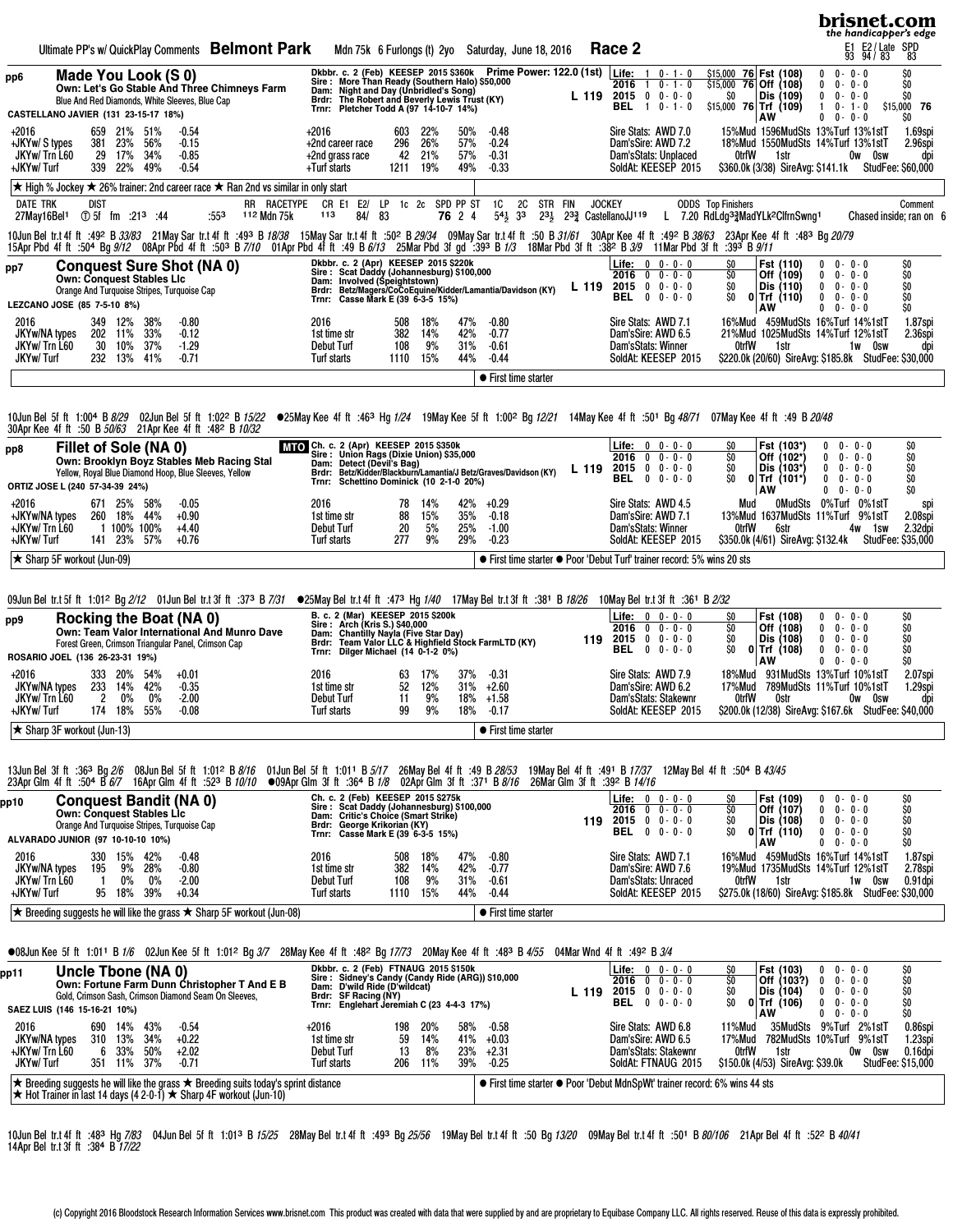Ultimate PP's w/ QuickPlay Comments **Belmont Park** Mdn 75k 6 Furlongs (t) 2yo Saturday, June 18, 2016 **Race 2**

E1 E2/ Late SPD: 93 94/ 83 83

---

## pp6 Made You Look (S 0)

**Own: Let's Go Stable And Three Chimneys Farm**
Blue And Red Diamonds, White Sleeves, Blue Cap
CASTELLANO JAVIER (131 23-15-17 18%)

Dkbbr. c. 2 (Feb) KEESEP 2015 $360k — **Prime Power: 122.0 (1st)**
Sire: More Than Ready (Southern Halo) $50,000
Dam: Night and Day (Unbridled's Song)
Brdr: The Robert and Beverly Lewis Trust (KY)
Trnr: Pletcher Todd A (97 14-10-7 14%)
L 119

| | | | | |
|---|---|---|---|---|
| Life: | 1 0-1-0 | $15,000 | 76 | Fst (108) 0 0-0-0 $0 |
| 2016 | 1 0-1-0 | $15,000 | 76 | Off (108) 0 0-0-0 $0 |
| 2015 | 0 0-0-0 | $0 | | Dis (109) 0 0-0-0 $0 |
| BEL | 1 0-1-0 | $15,000 | 76 | Trf (109) 1 0-1-0 $15,000 76 |
| | | | | AW 0 0-0-0 $0 |

| | | | | | | | | | |
|---|---|---|---|---|---|---|---|---|---|
| +2016 | 659 | 21% | 51% | -0.54 | +2016 | 603 | 22% | 50% | -0.48 |
| +JKYw/ S types | 381 | 23% | 56% | -0.15 | +2nd career race | 296 | 26% | 57% | -0.24 |
| JKYw/ Trn L60 | 29 | 17% | 34% | -0.85 | +2nd grass race | 42 | 21% | 57% | -0.31 |
| JKYw/ Turf | 339 | 22% | 49% | -0.54 | +Turf starts | 1211 | 19% | 49% | -0.33 |

Sire Stats: AWD 7.0 15%Mud 1596MudSts 13%Turf 13%1stT 1.69spi
Dam'sSire: AWD 7.2 18%Mud 1550MudSts 14%Turf 13%1stT 2.96spi
Dam'sStats: Unplaced 0trfW 1str 0w 0sw dpi
SoldAt: KEESEP 2015 $360.0k (3/38) SireAvg: $141.1k StudFee: $60,000

★ High % Jockey ★ 26% trainer: 2nd career race ★ Ran 2nd vs similar in only start

| DATE TRK | DIST | | | | RR | RACETYPE | CR | E1 | E2/ | LP | 1c | 2c | SPD | PP | ST | 1C | 2C | STR | FIN | JOCKEY | ODDS | Top Finishers | Comment |
|---|---|---|---|---|---|---|---|---|---|---|---|---|---|---|---|---|---|---|---|---|---|---|---|
| 27May16Bel¹ | Ⓣ 5f fm | :21³ | :44 | :55³ | 112 | Mdn 75k | 113 | 84/ | 83 | | | | 76 | 2 | 4 | 5⁴½ | 3³ | 2³½ | 2³¾ | CastellanoJJ¹¹⁹ L | 7.20 | RdLdg³¾MadYLk²ClfrnSwng¹ | Chased inside; ran on 6 |

10Jun Bel tr.t 4f ft :49² B 33/83 21May Sar tr.t 4f ft :49³ B 18/38 15May Sar tr.t 4f ft :50² B 29/34 09May Sar tr.t 4f ft :50 B 31/61 30Apr Kee 4f ft :49² B 38/63 23Apr Kee 4f ft :48³ Bg 20/79
15Apr Pbd 4f ft :50⁴ Bg 9/12 08Apr Pbd 4f ft :50³ B 7/10 01Apr Pbd 4f ft :49 B 6/13 25Mar Pbd 3f gd :39³ B 1/3 18Mar Pbd 3f ft :38² B 3/9 11Mar Pbd 3f ft :39³ B 9/11

---

## pp7 Conquest Sure Shot (NA 0)

**Own: Conquest Stables Llc**
Orange And Turquoise Stripes, Turquoise Cap
LEZCANO JOSE (85 7-5-10 8%)

Dkbbr. c. 2 (Apr) KEESEP 2015 $220k
Sire: Scat Daddy (Johannesburg) $100,000
Dam: Involved (Speightstown)
Brdr: Betz/Magers/CoCoEquine/Kidder/Lamantia/Davidson (KY)
Trnr: Casse Mark E (39 6-3-5 15%)
L 119

| | | | | |
|---|---|---|---|---|
| Life: | 0 0-0-0 | $0 | | Fst (110) 0 0-0-0 $0 |
| 2016 | 0 0-0-0 | $0 | | Off (109) 0 0-0-0 $0 |
| 2015 | 0 0-0-0 | $0 | | Dis (110) 0 0-0-0 $0 |
| BEL | 0 0-0-0 | $0 | 0 | Trf (110) 0 0-0-0 $0 |
| | | | | AW 0 0-0-0 $0 |

| | | | | | | | | | |
|---|---|---|---|---|---|---|---|---|---|
| 2016 | 349 | 12% | 38% | -0.80 | 2016 | 508 | 18% | 47% | -0.80 |
| JKYw/NA types | 202 | 11% | 33% | -0.12 | 1st time str | 382 | 14% | 42% | -0.77 |
| JKYw/ Trn L60 | 30 | 10% | 37% | -1.29 | Debut Turf | 108 | 9% | 31% | -0.61 |
| JKYw/ Turf | 232 | 13% | 41% | -0.71 | Turf starts | 1110 | 15% | 44% | -0.44 |

Sire Stats: AWD 7.1 16%Mud 459MudSts 16%Turf 14%1stT 1.87spi
Dam'sSire: AWD 6.5 21%Mud 1025MudSts 14%Turf 12%1stT 2.36spi
Dam'sStats: Winner 0trfW 1str 1w 0sw dpi
SoldAt: KEESEP 2015 $220.0k (20/60) SireAvg: $185.8k StudFee: $30,000

● First time starter

10Jun Bel 5f ft 1:00⁴ B 8/29 02Jun Bel 5f ft 1:02² B 15/22 ●25May Kee 4f ft :46³ Hg 1/24 19May Kee 5f ft 1:00² Bg 12/21 14May Kee 4f ft :50¹ Bg 48/71 07May Kee 4f ft :49 B 20/48
30Apr Kee 4f ft :50 B 50/63 21Apr Kee 4f ft :48² B 10/32

---

## pp8 Fillet of Sole (NA 0)

**Own: Brooklyn Boyz Stables Meb Racing Stal**
Yellow, Royal Blue Diamond Hoop, Blue Sleeves, Yellow
ORTIZ JOSE L (240 57-34-39 24%)

MTO Ch. c. 2 (Apr) KEESEP 2015 $350k
Sire: Union Rags (Dixie Union) $35,000
Dam: Detect (Devil's Bag)
Brdr: Betz/Kidder/Blackburn/Lamantia/J Betz/Graves/Davidson (KY)
Trnr: Schettino Dominick (10 2-1-0 20%)
L 119

| | | | | |
|---|---|---|---|---|
| Life: | 0 0-0-0 | $0 | | Fst (103*) 0 0-0-0 $0 |
| 2016 | 0 0-0-0 | $0 | | Off (102*) 0 0-0-0 $0 |
| 2015 | 0 0-0-0 | $0 | | Dis (103*) 0 0-0-0 $0 |
| BEL | 0 0-0-0 | $0 | 0 | Trf (101*) 0 0-0-0 $0 |
| | | | | AW 0 0-0-0 $0 |

| | | | | | | | | | |
|---|---|---|---|---|---|---|---|---|---|
| +2016 | 671 | 25% | 58% | -0.05 | 2016 | 78 | 14% | 42% | +0.29 |
| +JKYw/NA types | 260 | 18% | 44% | +0.90 | 1st time str | 88 | 15% | 35% | -0.18 |
| +JKYw/ Trn L60 | 1 | 100% | 100% | +4.40 | Debut Turf | 20 | 5% | 25% | -1.00 |
| +JKYw/ Turf | 141 | 23% | 57% | +0.76 | Turf starts | 277 | 9% | 29% | -0.23 |

Sire Stats: AWD 4.5 Mud 0MudSts 0%Turf 0%1stT spi
Dam'sSire: AWD 7.1 13%Mud 1637MudSts 11%Turf 9%1stT 2.08spi
Dam'sStats: Winner 0trfW 6str 4w 1sw 2.32dpi
SoldAt: KEESEP 2015 $350.0k (4/61) SireAvg: $132.4k StudFee: $35,000

★ Sharp 5F workout (Jun-09)

● First time starter ● Poor 'Debut Turf' trainer record: 5% wins 20 sts

09Jun Bel tr.t 5f ft 1:01² Bg 2/12 01Jun Bel tr.t 3f ft :37³ B 7/31 ●25May Bel tr.t 4f ft :47³ Hg 1/40 17May Bel tr.t 3f ft :38¹ B 18/26 10May Bel tr.t 3f ft :36¹ B 2/32

---

## pp9 Rocking the Boat (NA 0)

**Own: Team Valor International And Munro Dave**
Forest Green, Crimson Triangular Panel, Crimson Cap
ROSARIO JOEL (136 26-23-31 19%)

B. c. 2 (Mar) KEESEP 2015 $200k
Sire: Arch (Kris S.) $40,000
Dam: Chantilly Nayla (Five Star Day)
Brdr: Team Valor LLC & Highfield Stock FarmLTD (KY)
Trnr: Dilger Michael (14 0-1-2 0%)
119

| | | | | |
|---|---|---|---|---|
| Life: | 0 0-0-0 | $0 | | Fst (108) 0 0-0-0 $0 |
| 2016 | 0 0-0-0 | $0 | | Off (108) 0 0-0-0 $0 |
| 2015 | 0 0-0-0 | $0 | | Dis (108) 0 0-0-0 $0 |
| BEL | 0 0-0-0 | $0 | 0 | Trf (108) 0 0-0-0 $0 |
| | | | | AW 0 0-0-0 $0 |

| | | | | | | | | | |
|---|---|---|---|---|---|---|---|---|---|
| +2016 | 333 | 20% | 54% | +0.01 | 2016 | 63 | 17% | 37% | -0.31 |
| JKYw/NA types | 233 | 14% | 42% | -0.35 | 1st time str | 52 | 12% | 31% | +2.60 |
| JKYw/ Trn L60 | 2 | 0% | 0% | -2.00 | Debut Turf | 11 | 9% | 18% | +1.58 |
| +JKYw/ Turf | 174 | 18% | 55% | -0.08 | Turf starts | 99 | 9% | 18% | -0.17 |

Sire Stats: AWD 7.9 18%Mud 931MudSts 13%Turf 10%1stT 2.07spi
Dam'sSire: AWD 6.2 17%Mud 789MudSts 11%Turf 10%1stT 1.29spi
Dam'sStats: Stakewnr 0trfW 0str 0w 0sw dpi
SoldAt: KEESEP 2015 $200.0k (12/38) SireAvg: $167.6k StudFee: $40,000

★ Sharp 3F workout (Jun-13)

● First time starter

13Jun Bel 3f ft :36³ Bg 2/6 08Jun Bel 5f ft 1:01² B 8/16 01Jun Bel 5f ft 1:01¹ B 5/17 26May Bel 4f ft :49 B 28/53 19May Bel 4f ft :49¹ B 17/37 12May Bel 4f ft :50⁴ B 43/45
23Apr Glm 4f ft :50⁴ B 6/7 16Apr Glm 4f ft :52³ B 10/10 ●09Apr Glm 3f ft :36⁴ B 1/8 02Apr Glm 3f ft :37¹ B 8/16 26Mar Glm 3f ft :39² B 14/16

---

## pp10 Conquest Bandit (NA 0)

**Own: Conquest Stables Llc**
Orange And Turquoise Stripes, Turquoise Cap
ALVARADO JUNIOR (97 10-10-10 10%)

Ch. c. 2 (Feb) KEESEP 2015 $275k
Sire: Scat Daddy (Johannesburg) $100,000
Dam: Critic's Choice (Smart Strike)
Brdr: George Krikorian (KY)
Trnr: Casse Mark E (39 6-3-5 15%)
119

| | | | | |
|---|---|---|---|---|
| Life: | 0 0-0-0 | $0 | | Fst (109) 0 0-0-0 $0 |
| 2016 | 0 0-0-0 | $0 | | Off (107) 0 0-0-0 $0 |
| 2015 | 0 0-0-0 | $0 | | Dis (108) 0 0-0-0 $0 |
| BEL | 0 0-0-0 | $0 | 0 | Trf (110) 0 0-0-0 $0 |
| | | | | AW 0 0-0-0 $0 |

| | | | | | | | | | |
|---|---|---|---|---|---|---|---|---|---|
| 2016 | 330 | 15% | 42% | -0.48 | 2016 | 508 | 18% | 47% | -0.80 |
| JKYw/NA types | 195 | 9% | 28% | -0.80 | 1st time str | 382 | 14% | 42% | -0.77 |
| JKYw/ Trn L60 | 1 | 0% | 0% | -2.00 | Debut Turf | 108 | 9% | 31% | -0.61 |
| +JKYw/ Turf | 95 | 18% | 39% | +0.34 | Turf starts | 1110 | 15% | 44% | -0.44 |

Sire Stats: AWD 7.1 16%Mud 459MudSts 16%Turf 14%1stT 1.87spi
Dam'sSire: AWD 7.6 19%Mud 1735MudSts 14%Turf 12%1stT 2.78spi
Dam'sStats: Unraced 0trfW 1str 1w 0sw 0.91dpi
SoldAt: KEESEP 2015 $275.0k (18/60) SireAvg: $185.8k StudFee: $30,000

★ Breeding suggests he will like the grass ★ Sharp 5F workout (Jun-08)

● First time starter

●08Jun Kee 5f ft 1:01¹ B 1/6 02Jun Kee 5f ft 1:01² Bg 3/7 28May Kee 4f ft :48² Bg 17/73 20May Kee 4f ft :48³ B 4/55 04Mar Wnd 4f ft :49² B 3/4

---

## pp11 Uncle Tbone (NA 0)

**Own: Fortune Farm Dunn Christopher T And E B**
Gold, Crimson Sash, Crimson Diamond Seam On Sleeves,
SAEZ LUIS (146 15-16-21 10%)

Dkbbr. c. 2 (Feb) FTNAUG 2015 $150k
Sire: Sidney's Candy (Candy Ride (ARG)) $10,000
Dam: D'wild Ride (D'wildcat)
Brdr: SF Racing (NY)
Trnr: Englehart Jeremiah C (23 4-4-3 17%)
L 119

| | | | | |
|---|---|---|---|---|
| Life: | 0 0-0-0 | $0 | | Fst (103) 0 0-0-0 $0 |
| 2016 | 0 0-0-0 | $0 | | Off (103?) 0 0-0-0 $0 |
| 2015 | 0 0-0-0 | $0 | | Dis (104) 0 0-0-0 $0 |
| BEL | 0 0-0-0 | $0 | 0 | Trf (106) 0 0-0-0 $0 |
| | | | | AW 0 0-0-0 $0 |

| | | | | | | | | | |
|---|---|---|---|---|---|---|---|---|---|
| 2016 | 690 | 14% | 43% | -0.54 | +2016 | 198 | 20% | 58% | -0.58 |
| JKYw/NA types | 310 | 13% | 34% | +0.22 | 1st time str | 59 | 14% | 41% | +0.03 |
| +JKYw/ Trn L60 | 6 | 33% | 50% | +2.02 | Debut Turf | 13 | 8% | 23% | +2.31 |
| JKYw/ Turf | 351 | 11% | 37% | -0.71 | Turf starts | 206 | 11% | 39% | -0.25 |

Sire Stats: AWD 6.8 11%Mud 35MudSts 9%Turf 2%1stT 0.86spi
Dam'sSire: AWD 6.5 17%Mud 782MudSts 10%Turf 9%1stT 1.23spi
Dam'sStats: Stakewnr 0trfW 1str 0w 0sw 0.16dpi
SoldAt: FTNAUG 2015 $150.0k (4/53) SireAvg: $39.0k StudFee: $15,000

★ Breeding suggests he will like the grass ★ Breeding suits today's sprint distance
★ Hot Trainer in last 14 days (4 2-0-1) ★ Sharp 4F workout (Jun-10)

● First time starter ● Poor 'Debut MdnSpWt' trainer record: 6% wins 44 sts

10Jun Bel tr.t 4f ft :48³ Hg 7/83 04Jun Bel 5f ft 1:01³ B 15/25 28May Bel tr.t 4f ft :49³ Bg 25/56 19May Bel tr.t 4f ft :50 Bg 13/20 09May Bel tr.t 4f ft :50¹ B 80/106 21Apr Bel 4f ft :52² B 40/41
14Apr Bel tr.t 3f ft :38⁴ B 17/22

(c) Copyright 2016 Bloodstock Research Information Services www.brisnet.com This product was created with data that were supplied by and are proprietary to Equibase Company LLC. All rights reserved. Reuse of this data is expressly prohibited.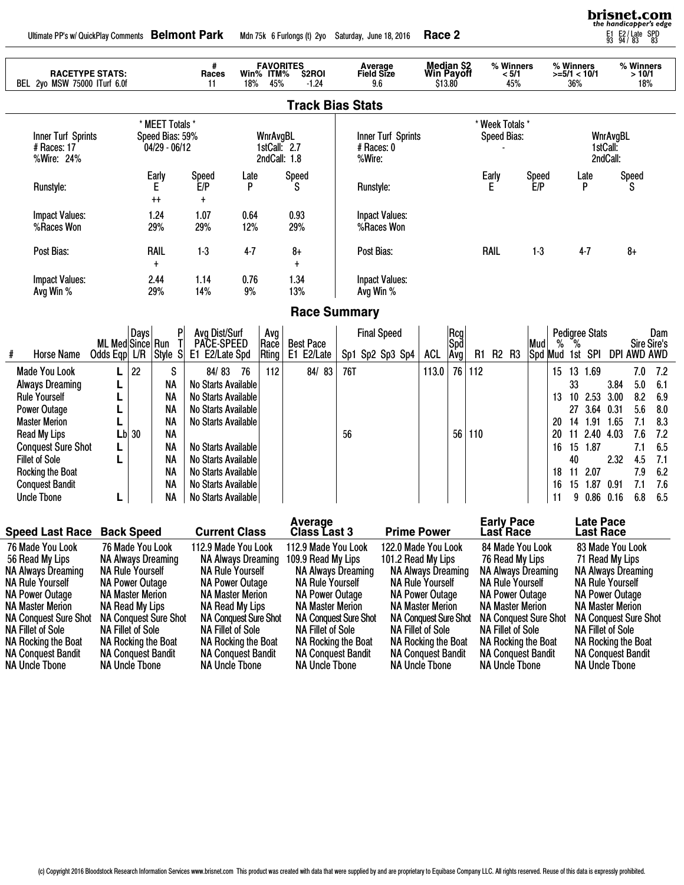Ultimate PP's w/ QuickPlay Comments **Belmont Park** Mdn 75k 6 Furlongs (t) 2yo Saturday, June 18, 2016 **Race 2**

brisnet.com
*the handicapper's edge*

E1 93 | E2/Late 94/83 | SPD 83

| RACETYPE STATS: | # Races | FAVORITES Win% | ITM% | $2ROI | Average Field Size | Median $2 Win Payoff | % Winners < 5/1 | % Winners >=5/1 < 10/1 | % Winners > 10/1 |
|---|---|---|---|---|---|---|---|---|---|
| BEL 2yo MSW 75000 ITurf 6.0f | 11 | 18% | 45% | -1.24 | 9.6 | $13.80 | 45% | 36% | 18% |

## Track Bias Stats

**\* MEET Totals \***

Inner Turf Sprints — # Races: 17 — %Wire: 24%

Speed Bias: 59% — 04/29 - 06/12

WnrAvgBL — 1stCall: 2.7 — 2ndCall: 1.8

| Runstyle: | Early E | Speed E/P | Late P | Speed S |
|---|---|---|---|---|
| | ++ | + | | |
| Impact Values: | 1.24 | 1.07 | 0.64 | 0.93 |
| %Races Won | 29% | 29% | 12% | 29% |

| Post Bias: | RAIL | 1-3 | 4-7 | 8+ |
|---|---|---|---|---|
| | + | | | + |
| Impact Values: | 2.44 | 1.14 | 0.76 | 1.34 |
| Avg Win % | 29% | 14% | 9% | 13% |

**\* Week Totals \***

Inner Turf Sprints — # Races: 0 — %Wire:

Speed Bias: -

WnrAvgBL — 1stCall: — 2ndCall:

| Runstyle: | Early E | Speed E/P | Late P | Speed S |
|---|---|---|---|---|
| Impact Values: | | | | |
| %Races Won | | | | |

| Post Bias: | RAIL | 1-3 | 4-7 | 8+ |
|---|---|---|---|---|
| Impact Values: | | | | |
| Avg Win % | | | | |

## Race Summary

| # | Horse Name | ML Odds | Med Eqp | Days Since L/R | Run Style | PTS | Avg Dist/Surf PACE-SPEED E1 E2/Late Spd | Avg Race Rting | Best Pace E1 E2/Late | Sp1 | Sp2 | Sp3 | Sp4 | ACL | Rcg Spd Avg | R1 | R2 | R3 | Mud Spd | Mud % | % 1st | SPI | DPI | Sire AWD | Dam Sire's AWD |
|---|---|---|---|---|---|---|---|---|---|---|---|---|---|---|---|---|---|---|---|---|---|---|---|---|---|
| | Made You Look | | L | 22 | S | | 84/ 83 76 | 112 | 84/ 83 | 76T | | | | 113.0 | 76 | 112 | | | | 15 | 13 | 1.69 | | 7.0 | 7.2 |
| | Always Dreaming | | L | | NA | | No Starts Available | | | | | | | | | | | | | | 33 | | 3.84 | 5.0 | 6.1 |
| | Rule Yourself | | L | | NA | | No Starts Available | | | | | | | | | | | | | 13 | 10 | 2.53 | 3.00 | 8.2 | 6.9 |
| | Power Outage | | L | | NA | | No Starts Available | | | | | | | | | | | | | | 27 | 3.64 | 0.31 | 5.6 | 8.0 |
| | Master Merion | | L | | NA | | No Starts Available | | | | | | | | | | | | | 20 | 14 | 1.91 | 1.65 | 7.1 | 8.3 |
| | Read My Lips | | Lb | 30 | NA | | | | | 56 | | | | | 56 | 110 | | | | 20 | 11 | 2.40 | 4.03 | 7.6 | 7.2 |
| | Conquest Sure Shot | | L | | NA | | No Starts Available | | | | | | | | | | | | | 16 | 15 | 1.87 | | 7.1 | 6.5 |
| | Fillet of Sole | | L | | NA | | No Starts Available | | | | | | | | | | | | | | 40 | | 2.32 | 4.5 | 7.1 |
| | Rocking the Boat | | | | NA | | No Starts Available | | | | | | | | | | | | | 18 | 11 | 2.07 | | 7.9 | 6.2 |
| | Conquest Bandit | | | | NA | | No Starts Available | | | | | | | | | | | | | 16 | 15 | 1.87 | 0.91 | 7.1 | 7.6 |
| | Uncle Tbone | | L | | NA | | No Starts Available | | | | | | | | | | | | | 11 | 9 | 0.86 | 0.16 | 6.8 | 6.5 |

| Speed Last Race | Back Speed | Current Class | Average Class Last 3 | Prime Power | Early Pace Last Race | Late Pace Last Race |
|---|---|---|---|---|---|---|
| 76 Made You Look | 76 Made You Look | 112.9 Made You Look | 112.9 Made You Look | 122.0 Made You Look | 84 Made You Look | 83 Made You Look |
| 56 Read My Lips | NA Always Dreaming | NA Always Dreaming | 109.9 Read My Lips | 101.2 Read My Lips | 76 Read My Lips | 71 Read My Lips |
| NA Always Dreaming | NA Rule Yourself | NA Rule Yourself | NA Always Dreaming | NA Always Dreaming | NA Always Dreaming | NA Always Dreaming |
| NA Rule Yourself | NA Power Outage | NA Power Outage | NA Rule Yourself | NA Rule Yourself | NA Rule Yourself | NA Rule Yourself |
| NA Power Outage | NA Master Merion | NA Master Merion | NA Power Outage | NA Power Outage | NA Power Outage | NA Power Outage |
| NA Master Merion | NA Read My Lips | NA Read My Lips | NA Master Merion | NA Master Merion | NA Master Merion | NA Master Merion |
| NA Conquest Sure Shot | NA Conquest Sure Shot | NA Conquest Sure Shot | NA Conquest Sure Shot | NA Conquest Sure Shot | NA Conquest Sure Shot | NA Conquest Sure Shot |
| NA Fillet of Sole | NA Fillet of Sole | NA Fillet of Sole | NA Fillet of Sole | NA Fillet of Sole | NA Fillet of Sole | NA Fillet of Sole |
| NA Rocking the Boat | NA Rocking the Boat | NA Rocking the Boat | NA Rocking the Boat | NA Rocking the Boat | NA Rocking the Boat | NA Rocking the Boat |
| NA Conquest Bandit | NA Conquest Bandit | NA Conquest Bandit | NA Conquest Bandit | NA Conquest Bandit | NA Conquest Bandit | NA Conquest Bandit |
| NA Uncle Tbone | NA Uncle Tbone | NA Uncle Tbone | NA Uncle Tbone | NA Uncle Tbone | NA Uncle Tbone | NA Uncle Tbone |

(c) Copyright 2016 Bloodstock Research Information Services www.brisnet.com This product was created with data that were supplied by and are proprietary to Equibase Company LLC. All rights reserved. Reuse of this data is expressly prohibited.